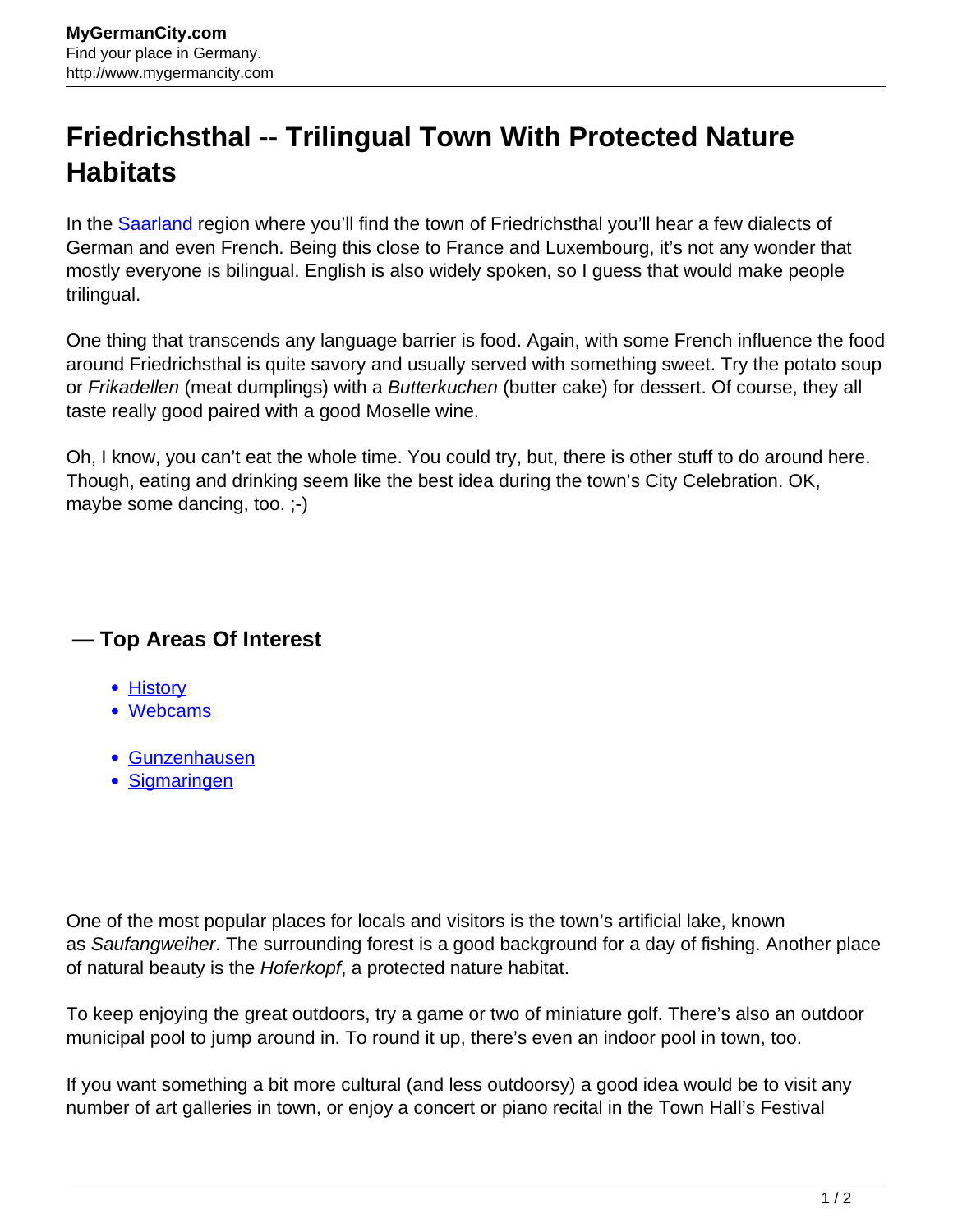# Friedrichsthal -- Trilingual Town With Protected Nature Habitats

In the Saarland region where you'll find the town of Friedrichsthal you'll hear a few dialects of German and even French. Being this close to France and Luxembourg, it's not any wonder that mostly everyone is bilingual. English is also widely spoken, so I guess that would make people trilingual.

One thing that transcends any language barrier is food. Again, with some French influence the food around Friedrichsthal is quite savory and usually served with something sweet. Try the potato soup or *Frikadellen* (meat dumplings) with a *Butterkuchen* (butter cake) for dessert. Of course, they all taste really good paired with a good Moselle wine.

Oh, I know, you can't eat the whole time. You could try, but, there is other stuff to do around here. Though, eating and drinking seem like the best idea during the town's City Celebration. OK, maybe some dancing, too. ;-)

### — Top Areas Of Interest

- History
- Webcams

- Gunzenhausen
- Sigmaringen

One of the most popular places for locals and visitors is the town's artificial lake, known as *Saufangweiher*. The surrounding forest is a good background for a day of fishing. Another place of natural beauty is the *Hoferkopf*, a protected nature habitat.

To keep enjoying the great outdoors, try a game or two of miniature golf. There's also an outdoor municipal pool to jump around in. To round it up, there's even an indoor pool in town, too.

If you want something a bit more cultural (and less outdoorsy) a good idea would be to visit any number of art galleries in town, or enjoy a concert or piano recital in the Town Hall's Festival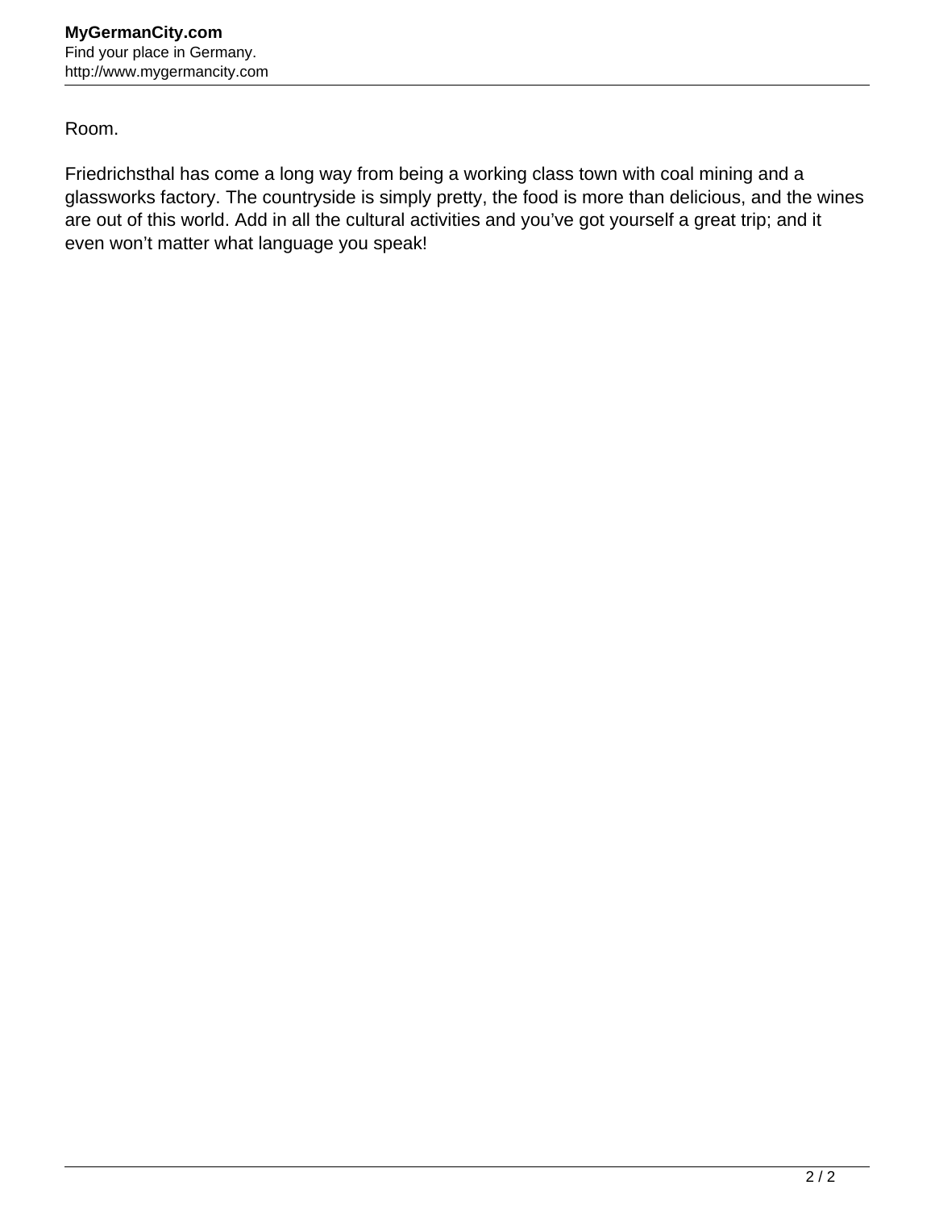Room.

Friedrichsthal has come a long way from being a working class town with coal mining and a glassworks factory. The countryside is simply pretty, the food is more than delicious, and the wines are out of this world. Add in all the cultural activities and you've got yourself a great trip; and it even won't matter what language you speak!